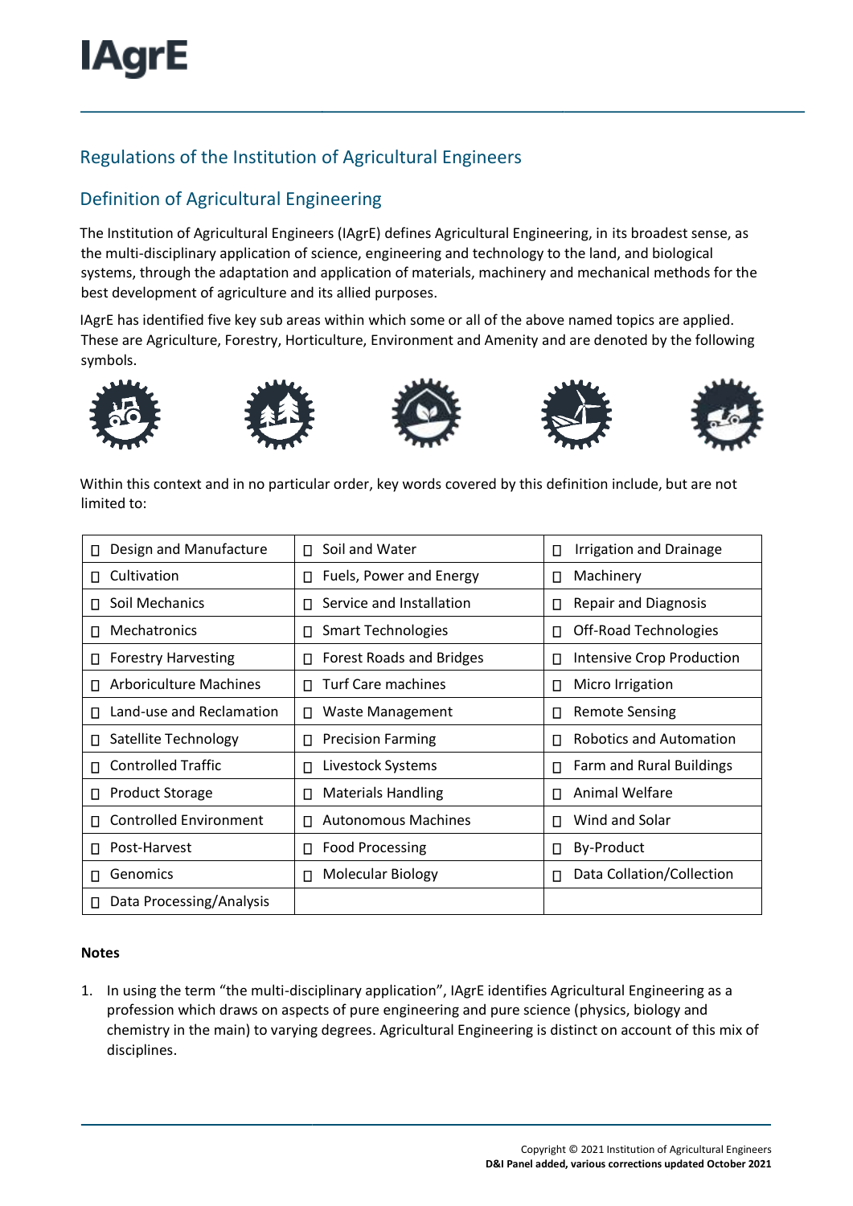# IAgrE

## Regulations of the Institution of Agricultural Engineers

## Definition of Agricultural Engineering

The Institution of Agricultural Engineers (IAgrE) defines Agricultural Engineering, in its broadest sense, as the multi-disciplinary application of science, engineering and technology to the land, and biological systems, through the adaptation and application of materials, machinery and mechanical methods for the best development of agriculture and its allied purposes.

IAgrE has identified five key sub areas within which some or all of the above named topics are applied. These are Agriculture, Forestry, Horticulture, Environment and Amenity and are denoted by the following symbols.

Within this context and in no particular order, key words covered by this definition include, but are not limited to:

| | | |
|---|---|---|
| ☐ Design and Manufacture | ☐ Soil and Water | ☐ Irrigation and Drainage |
| ☐ Cultivation | ☐ Fuels, Power and Energy | ☐ Machinery |
| ☐ Soil Mechanics | ☐ Service and Installation | ☐ Repair and Diagnosis |
| ☐ Mechatronics | ☐ Smart Technologies | ☐ Off-Road Technologies |
| ☐ Forestry Harvesting | ☐ Forest Roads and Bridges | ☐ Intensive Crop Production |
| ☐ Arboriculture Machines | ☐ Turf Care machines | ☐ Micro Irrigation |
| ☐ Land-use and Reclamation | ☐ Waste Management | ☐ Remote Sensing |
| ☐ Satellite Technology | ☐ Precision Farming | ☐ Robotics and Automation |
| ☐ Controlled Traffic | ☐ Livestock Systems | ☐ Farm and Rural Buildings |
| ☐ Product Storage | ☐ Materials Handling | ☐ Animal Welfare |
| ☐ Controlled Environment | ☐ Autonomous Machines | ☐ Wind and Solar |
| ☐ Post-Harvest | ☐ Food Processing | ☐ By-Product |
| ☐ Genomics | ☐ Molecular Biology | ☐ Data Collation/Collection |
| ☐ Data Processing/Analysis | | |

**Notes**

1. In using the term "the multi-disciplinary application", IAgrE identifies Agricultural Engineering as a profession which draws on aspects of pure engineering and pure science (physics, biology and chemistry in the main) to varying degrees. Agricultural Engineering is distinct on account of this mix of disciplines.

Copyright © 2021 Institution of Agricultural Engineers
**D&I Panel added, various corrections updated October 2021**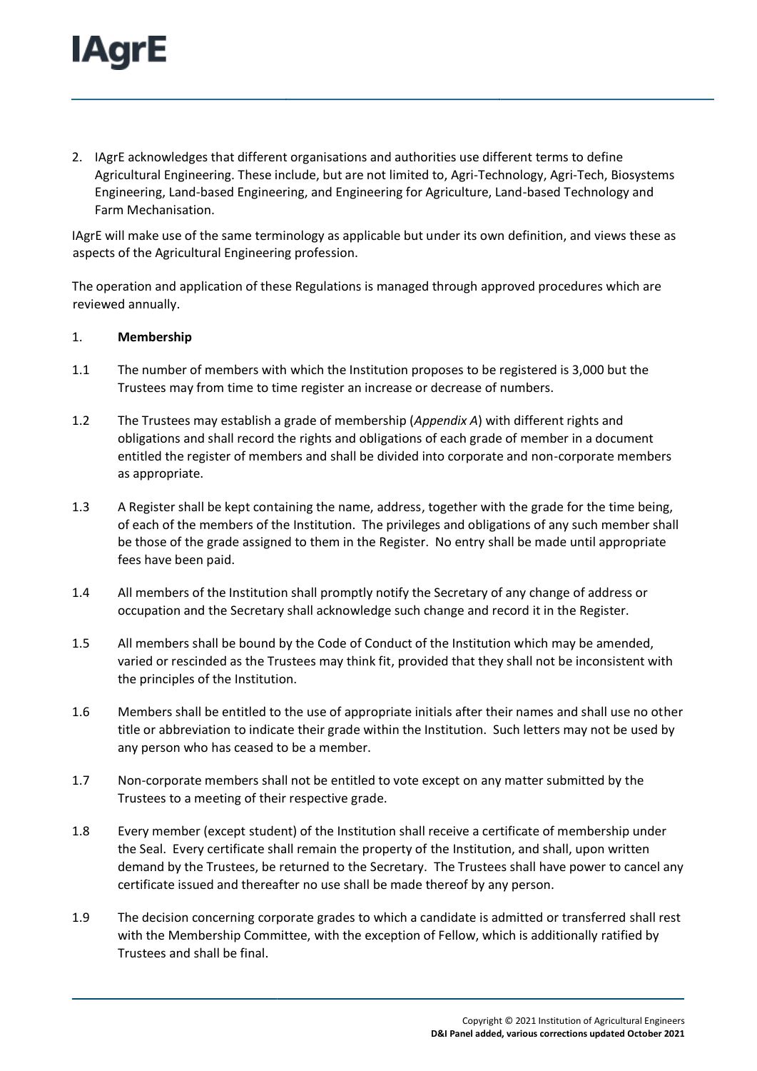2. IAgrE acknowledges that different organisations and authorities use different terms to define Agricultural Engineering. These include, but are not limited to, Agri-Technology, Agri-Tech, Biosystems Engineering, Land-based Engineering, and Engineering for Agriculture, Land-based Technology and Farm Mechanisation.

IAgrE will make use of the same terminology as applicable but under its own definition, and views these as aspects of the Agricultural Engineering profession.

The operation and application of these Regulations is managed through approved procedures which are reviewed annually.

1. **Membership**

1.1 The number of members with which the Institution proposes to be registered is 3,000 but the Trustees may from time to time register an increase or decrease of numbers.

1.2 The Trustees may establish a grade of membership (*Appendix A*) with different rights and obligations and shall record the rights and obligations of each grade of member in a document entitled the register of members and shall be divided into corporate and non-corporate members as appropriate.

1.3 A Register shall be kept containing the name, address, together with the grade for the time being, of each of the members of the Institution. The privileges and obligations of any such member shall be those of the grade assigned to them in the Register. No entry shall be made until appropriate fees have been paid.

1.4 All members of the Institution shall promptly notify the Secretary of any change of address or occupation and the Secretary shall acknowledge such change and record it in the Register.

1.5 All members shall be bound by the Code of Conduct of the Institution which may be amended, varied or rescinded as the Trustees may think fit, provided that they shall not be inconsistent with the principles of the Institution.

1.6 Members shall be entitled to the use of appropriate initials after their names and shall use no other title or abbreviation to indicate their grade within the Institution. Such letters may not be used by any person who has ceased to be a member.

1.7 Non-corporate members shall not be entitled to vote except on any matter submitted by the Trustees to a meeting of their respective grade.

1.8 Every member (except student) of the Institution shall receive a certificate of membership under the Seal. Every certificate shall remain the property of the Institution, and shall, upon written demand by the Trustees, be returned to the Secretary. The Trustees shall have power to cancel any certificate issued and thereafter no use shall be made thereof by any person.

1.9 The decision concerning corporate grades to which a candidate is admitted or transferred shall rest with the Membership Committee, with the exception of Fellow, which is additionally ratified by Trustees and shall be final.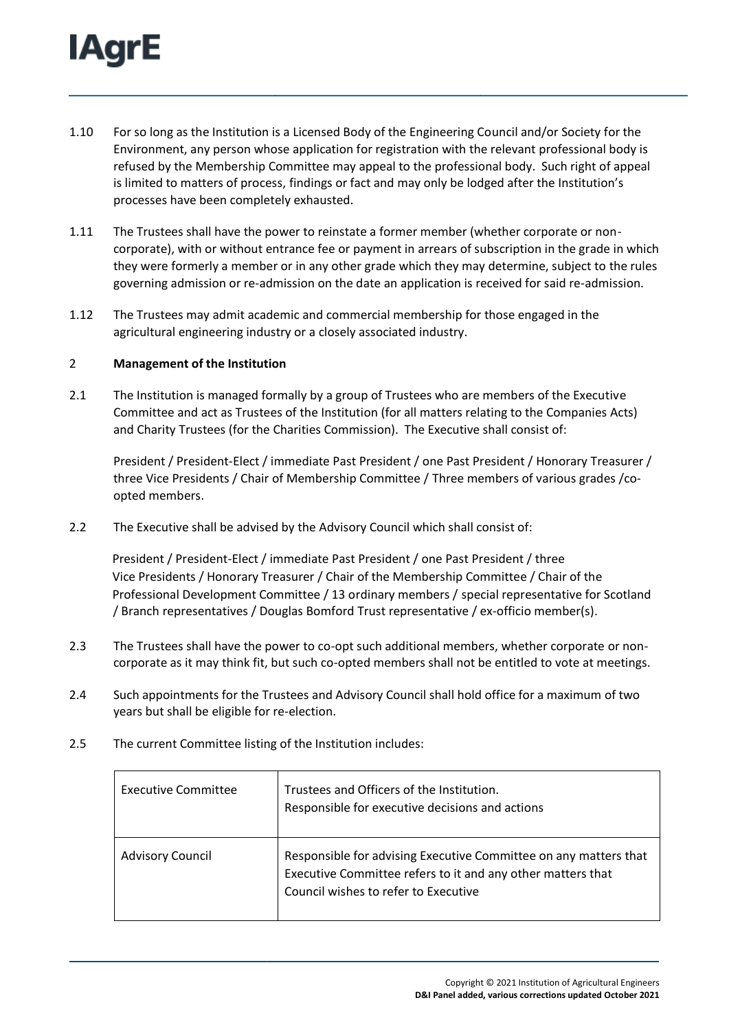1.10 For so long as the Institution is a Licensed Body of the Engineering Council and/or Society for the Environment, any person whose application for registration with the relevant professional body is refused by the Membership Committee may appeal to the professional body. Such right of appeal is limited to matters of process, findings or fact and may only be lodged after the Institution's processes have been completely exhausted.

1.11 The Trustees shall have the power to reinstate a former member (whether corporate or non-corporate), with or without entrance fee or payment in arrears of subscription in the grade in which they were formerly a member or in any other grade which they may determine, subject to the rules governing admission or re-admission on the date an application is received for said re-admission.

1.12 The Trustees may admit academic and commercial membership for those engaged in the agricultural engineering industry or a closely associated industry.

## 2 Management of the Institution

2.1 The Institution is managed formally by a group of Trustees who are members of the Executive Committee and act as Trustees of the Institution (for all matters relating to the Companies Acts) and Charity Trustees (for the Charities Commission). The Executive shall consist of:

President / President-Elect / immediate Past President / one Past President / Honorary Treasurer / three Vice Presidents / Chair of Membership Committee / Three members of various grades /co-opted members.

2.2 The Executive shall be advised by the Advisory Council which shall consist of:

President / President-Elect / immediate Past President / one Past President / three Vice Presidents / Honorary Treasurer / Chair of the Membership Committee / Chair of the Professional Development Committee / 13 ordinary members / special representative for Scotland / Branch representatives / Douglas Bomford Trust representative / ex-officio member(s).

2.3 The Trustees shall have the power to co-opt such additional members, whether corporate or non-corporate as it may think fit, but such co-opted members shall not be entitled to vote at meetings.

2.4 Such appointments for the Trustees and Advisory Council shall hold office for a maximum of two years but shall be eligible for re-election.

2.5 The current Committee listing of the Institution includes:

| | |
|---|---|
| Executive Committee | Trustees and Officers of the Institution. Responsible for executive decisions and actions |
| Advisory Council | Responsible for advising Executive Committee on any matters that Executive Committee refers to it and any other matters that Council wishes to refer to Executive |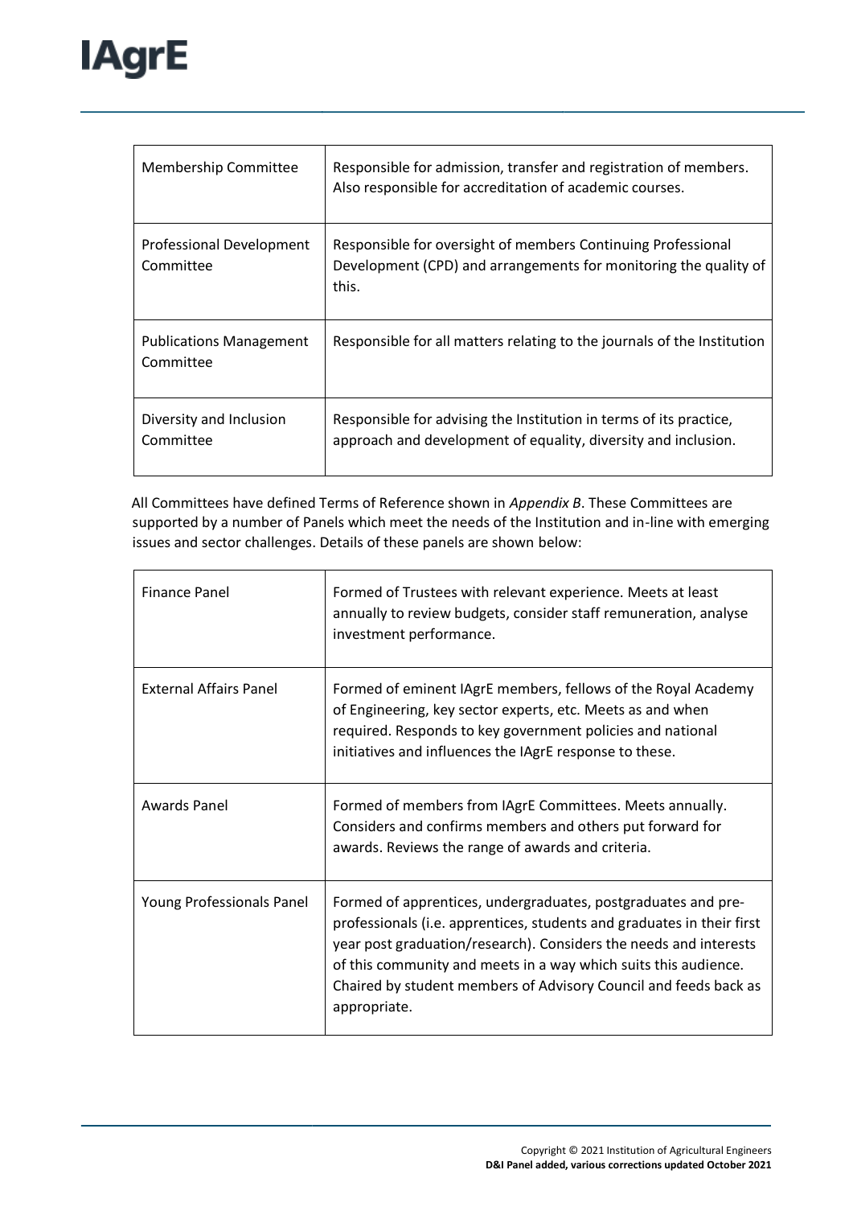| | |
|---|---|
| Membership Committee | Responsible for admission, transfer and registration of members. Also responsible for accreditation of academic courses. |
| Professional Development Committee | Responsible for oversight of members Continuing Professional Development (CPD) and arrangements for monitoring the quality of this. |
| Publications Management Committee | Responsible for all matters relating to the journals of the Institution |
| Diversity and Inclusion Committee | Responsible for advising the Institution in terms of its practice, approach and development of equality, diversity and inclusion. |

All Committees have defined Terms of Reference shown in *Appendix B*. These Committees are supported by a number of Panels which meet the needs of the Institution and in-line with emerging issues and sector challenges. Details of these panels are shown below:

| | |
|---|---|
| Finance Panel | Formed of Trustees with relevant experience. Meets at least annually to review budgets, consider staff remuneration, analyse investment performance. |
| External Affairs Panel | Formed of eminent IAgrE members, fellows of the Royal Academy of Engineering, key sector experts, etc. Meets as and when required. Responds to key government policies and national initiatives and influences the IAgrE response to these. |
| Awards Panel | Formed of members from IAgrE Committees. Meets annually. Considers and confirms members and others put forward for awards. Reviews the range of awards and criteria. |
| Young Professionals Panel | Formed of apprentices, undergraduates, postgraduates and pre-professionals (i.e. apprentices, students and graduates in their first year post graduation/research). Considers the needs and interests of this community and meets in a way which suits this audience. Chaired by student members of Advisory Council and feeds back as appropriate. |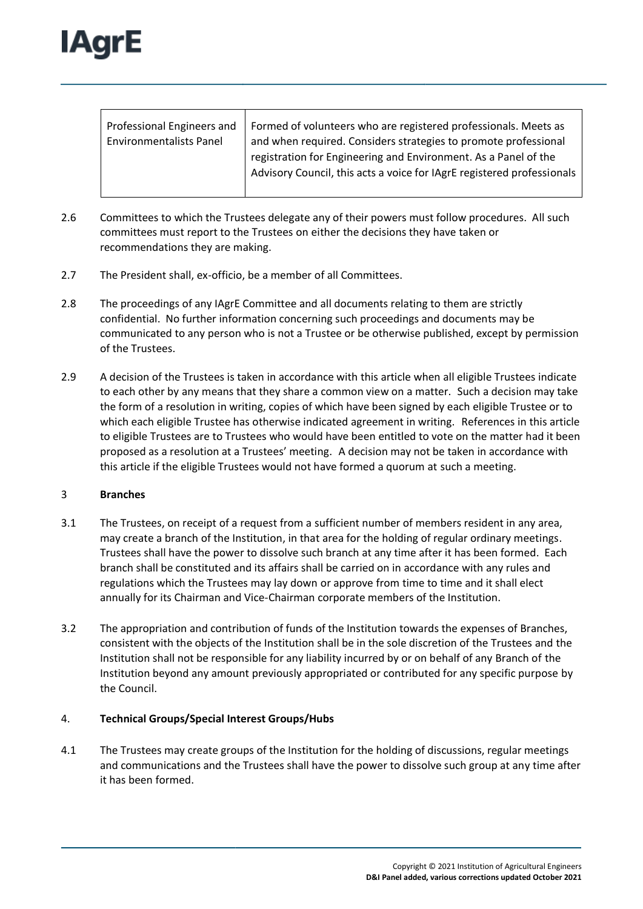| | |
|---|---|
| Professional Engineers and Environmentalists Panel | Formed of volunteers who are registered professionals. Meets as and when required. Considers strategies to promote professional registration for Engineering and Environment. As a Panel of the Advisory Council, this acts a voice for IAgrE registered professionals |

2.6 Committees to which the Trustees delegate any of their powers must follow procedures. All such committees must report to the Trustees on either the decisions they have taken or recommendations they are making.

2.7 The President shall, ex-officio, be a member of all Committees.

2.8 The proceedings of any IAgrE Committee and all documents relating to them are strictly confidential. No further information concerning such proceedings and documents may be communicated to any person who is not a Trustee or be otherwise published, except by permission of the Trustees.

2.9 A decision of the Trustees is taken in accordance with this article when all eligible Trustees indicate to each other by any means that they share a common view on a matter. Such a decision may take the form of a resolution in writing, copies of which have been signed by each eligible Trustee or to which each eligible Trustee has otherwise indicated agreement in writing. References in this article to eligible Trustees are to Trustees who would have been entitled to vote on the matter had it been proposed as a resolution at a Trustees' meeting. A decision may not be taken in accordance with this article if the eligible Trustees would not have formed a quorum at such a meeting.

## 3 Branches

3.1 The Trustees, on receipt of a request from a sufficient number of members resident in any area, may create a branch of the Institution, in that area for the holding of regular ordinary meetings. Trustees shall have the power to dissolve such branch at any time after it has been formed. Each branch shall be constituted and its affairs shall be carried on in accordance with any rules and regulations which the Trustees may lay down or approve from time to time and it shall elect annually for its Chairman and Vice-Chairman corporate members of the Institution.

3.2 The appropriation and contribution of funds of the Institution towards the expenses of Branches, consistent with the objects of the Institution shall be in the sole discretion of the Trustees and the Institution shall not be responsible for any liability incurred by or on behalf of any Branch of the Institution beyond any amount previously appropriated or contributed for any specific purpose by the Council.

## 4. Technical Groups/Special Interest Groups/Hubs

4.1 The Trustees may create groups of the Institution for the holding of discussions, regular meetings and communications and the Trustees shall have the power to dissolve such group at any time after it has been formed.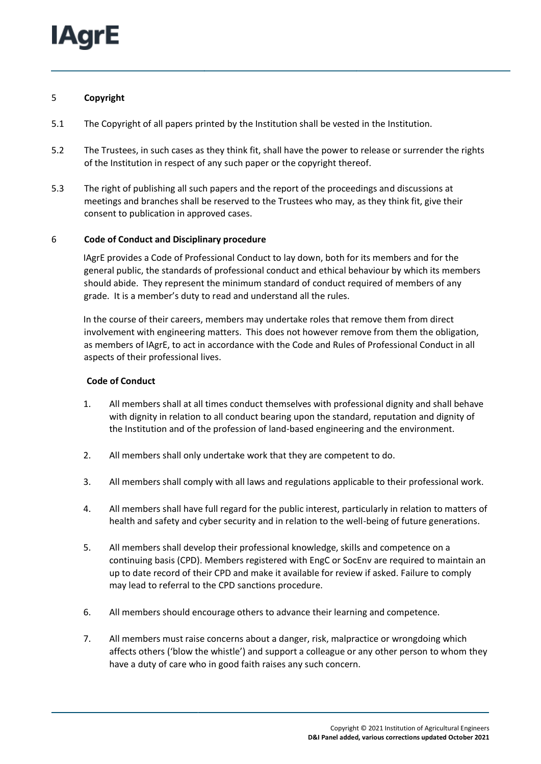## 5 Copyright

5.1 The Copyright of all papers printed by the Institution shall be vested in the Institution.

5.2 The Trustees, in such cases as they think fit, shall have the power to release or surrender the rights of the Institution in respect of any such paper or the copyright thereof.

5.3 The right of publishing all such papers and the report of the proceedings and discussions at meetings and branches shall be reserved to the Trustees who may, as they think fit, give their consent to publication in approved cases.

## 6 Code of Conduct and Disciplinary procedure

IAgrE provides a Code of Professional Conduct to lay down, both for its members and for the general public, the standards of professional conduct and ethical behaviour by which its members should abide. They represent the minimum standard of conduct required of members of any grade. It is a member's duty to read and understand all the rules.

In the course of their careers, members may undertake roles that remove them from direct involvement with engineering matters. This does not however remove from them the obligation, as members of IAgrE, to act in accordance with the Code and Rules of Professional Conduct in all aspects of their professional lives.

### Code of Conduct

1. All members shall at all times conduct themselves with professional dignity and shall behave with dignity in relation to all conduct bearing upon the standard, reputation and dignity of the Institution and of the profession of land-based engineering and the environment.

2. All members shall only undertake work that they are competent to do.

3. All members shall comply with all laws and regulations applicable to their professional work.

4. All members shall have full regard for the public interest, particularly in relation to matters of health and safety and cyber security and in relation to the well-being of future generations.

5. All members shall develop their professional knowledge, skills and competence on a continuing basis (CPD). Members registered with EngC or SocEnv are required to maintain an up to date record of their CPD and make it available for review if asked. Failure to comply may lead to referral to the CPD sanctions procedure.

6. All members should encourage others to advance their learning and competence.

7. All members must raise concerns about a danger, risk, malpractice or wrongdoing which affects others ('blow the whistle') and support a colleague or any other person to whom they have a duty of care who in good faith raises any such concern.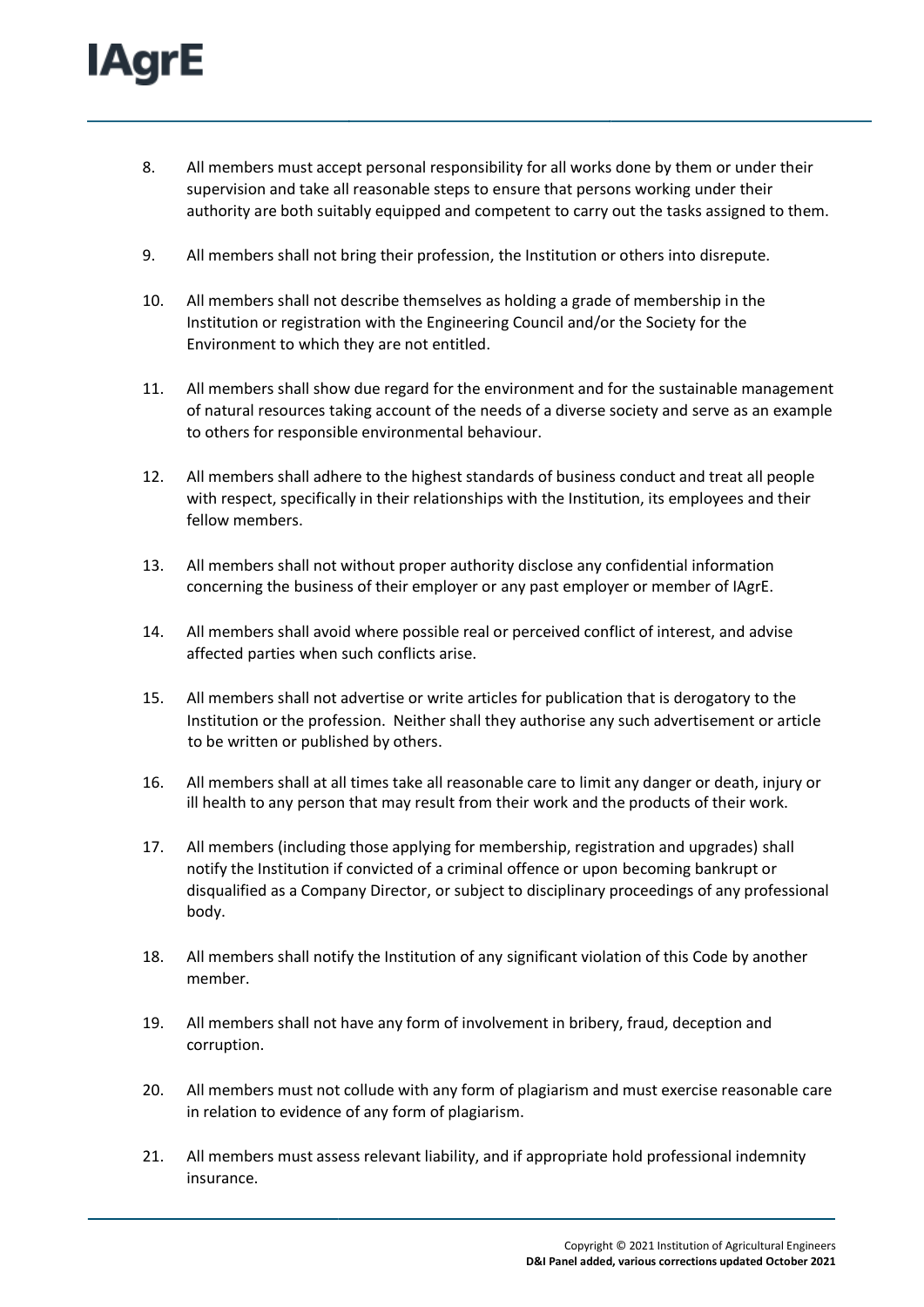8. All members must accept personal responsibility for all works done by them or under their supervision and take all reasonable steps to ensure that persons working under their authority are both suitably equipped and competent to carry out the tasks assigned to them.

9. All members shall not bring their profession, the Institution or others into disrepute.

10. All members shall not describe themselves as holding a grade of membership in the Institution or registration with the Engineering Council and/or the Society for the Environment to which they are not entitled.

11. All members shall show due regard for the environment and for the sustainable management of natural resources taking account of the needs of a diverse society and serve as an example to others for responsible environmental behaviour.

12. All members shall adhere to the highest standards of business conduct and treat all people with respect, specifically in their relationships with the Institution, its employees and their fellow members.

13. All members shall not without proper authority disclose any confidential information concerning the business of their employer or any past employer or member of IAgrE.

14. All members shall avoid where possible real or perceived conflict of interest, and advise affected parties when such conflicts arise.

15. All members shall not advertise or write articles for publication that is derogatory to the Institution or the profession. Neither shall they authorise any such advertisement or article to be written or published by others.

16. All members shall at all times take all reasonable care to limit any danger or death, injury or ill health to any person that may result from their work and the products of their work.

17. All members (including those applying for membership, registration and upgrades) shall notify the Institution if convicted of a criminal offence or upon becoming bankrupt or disqualified as a Company Director, or subject to disciplinary proceedings of any professional body.

18. All members shall notify the Institution of any significant violation of this Code by another member.

19. All members shall not have any form of involvement in bribery, fraud, deception and corruption.

20. All members must not collude with any form of plagiarism and must exercise reasonable care in relation to evidence of any form of plagiarism.

21. All members must assess relevant liability, and if appropriate hold professional indemnity insurance.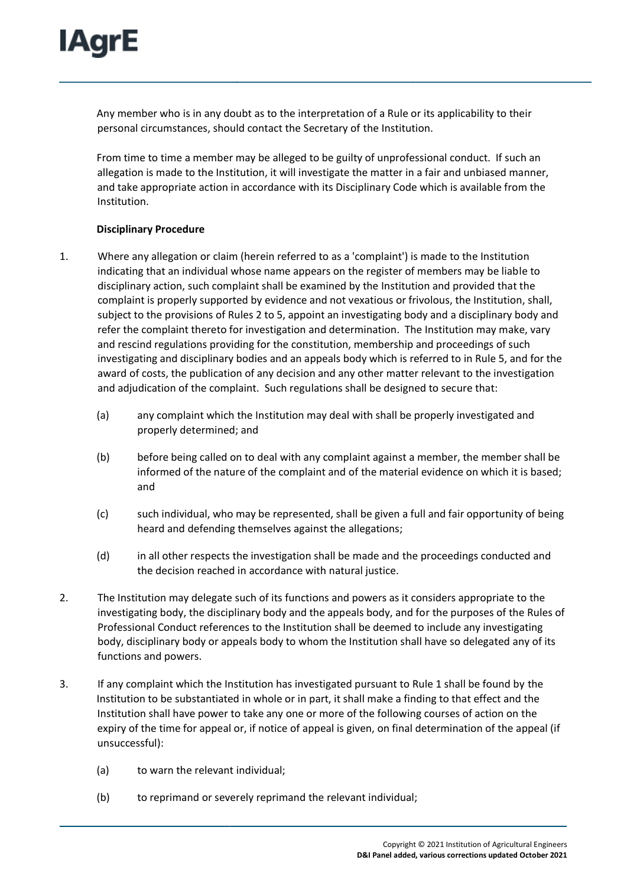Any member who is in any doubt as to the interpretation of a Rule or its applicability to their personal circumstances, should contact the Secretary of the Institution.

From time to time a member may be alleged to be guilty of unprofessional conduct. If such an allegation is made to the Institution, it will investigate the matter in a fair and unbiased manner, and take appropriate action in accordance with its Disciplinary Code which is available from the Institution.

**Disciplinary Procedure**

1. Where any allegation or claim (herein referred to as a 'complaint') is made to the Institution indicating that an individual whose name appears on the register of members may be liable to disciplinary action, such complaint shall be examined by the Institution and provided that the complaint is properly supported by evidence and not vexatious or frivolous, the Institution, shall, subject to the provisions of Rules 2 to 5, appoint an investigating body and a disciplinary body and refer the complaint thereto for investigation and determination. The Institution may make, vary and rescind regulations providing for the constitution, membership and proceedings of such investigating and disciplinary bodies and an appeals body which is referred to in Rule 5, and for the award of costs, the publication of any decision and any other matter relevant to the investigation and adjudication of the complaint. Such regulations shall be designed to secure that:

   (a) any complaint which the Institution may deal with shall be properly investigated and properly determined; and

   (b) before being called on to deal with any complaint against a member, the member shall be informed of the nature of the complaint and of the material evidence on which it is based; and

   (c) such individual, who may be represented, shall be given a full and fair opportunity of being heard and defending themselves against the allegations;

   (d) in all other respects the investigation shall be made and the proceedings conducted and the decision reached in accordance with natural justice.

2. The Institution may delegate such of its functions and powers as it considers appropriate to the investigating body, the disciplinary body and the appeals body, and for the purposes of the Rules of Professional Conduct references to the Institution shall be deemed to include any investigating body, disciplinary body or appeals body to whom the Institution shall have so delegated any of its functions and powers.

3. If any complaint which the Institution has investigated pursuant to Rule 1 shall be found by the Institution to be substantiated in whole or in part, it shall make a finding to that effect and the Institution shall have power to take any one or more of the following courses of action on the expiry of the time for appeal or, if notice of appeal is given, on final determination of the appeal (if unsuccessful):

   (a) to warn the relevant individual;

   (b) to reprimand or severely reprimand the relevant individual;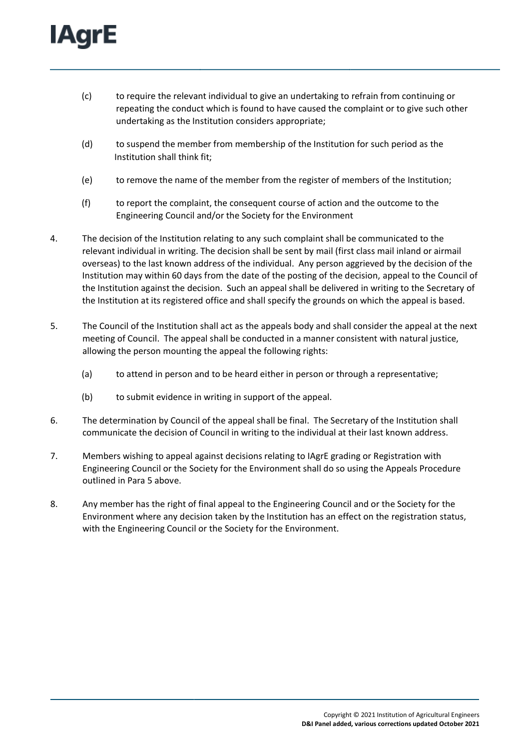(c) to require the relevant individual to give an undertaking to refrain from continuing or repeating the conduct which is found to have caused the complaint or to give such other undertaking as the Institution considers appropriate;

(d) to suspend the member from membership of the Institution for such period as the Institution shall think fit;

(e) to remove the name of the member from the register of members of the Institution;

(f) to report the complaint, the consequent course of action and the outcome to the Engineering Council and/or the Society for the Environment

4. The decision of the Institution relating to any such complaint shall be communicated to the relevant individual in writing. The decision shall be sent by mail (first class mail inland or airmail overseas) to the last known address of the individual. Any person aggrieved by the decision of the Institution may within 60 days from the date of the posting of the decision, appeal to the Council of the Institution against the decision. Such an appeal shall be delivered in writing to the Secretary of the Institution at its registered office and shall specify the grounds on which the appeal is based.

5. The Council of the Institution shall act as the appeals body and shall consider the appeal at the next meeting of Council. The appeal shall be conducted in a manner consistent with natural justice, allowing the person mounting the appeal the following rights:

   (a) to attend in person and to be heard either in person or through a representative;

   (b) to submit evidence in writing in support of the appeal.

6. The determination by Council of the appeal shall be final. The Secretary of the Institution shall communicate the decision of Council in writing to the individual at their last known address.

7. Members wishing to appeal against decisions relating to IAgrE grading or Registration with Engineering Council or the Society for the Environment shall do so using the Appeals Procedure outlined in Para 5 above.

8. Any member has the right of final appeal to the Engineering Council and or the Society for the Environment where any decision taken by the Institution has an effect on the registration status, with the Engineering Council or the Society for the Environment.

Copyright © 2021 Institution of Agricultural Engineers
**D&I Panel added, various corrections updated October 2021**